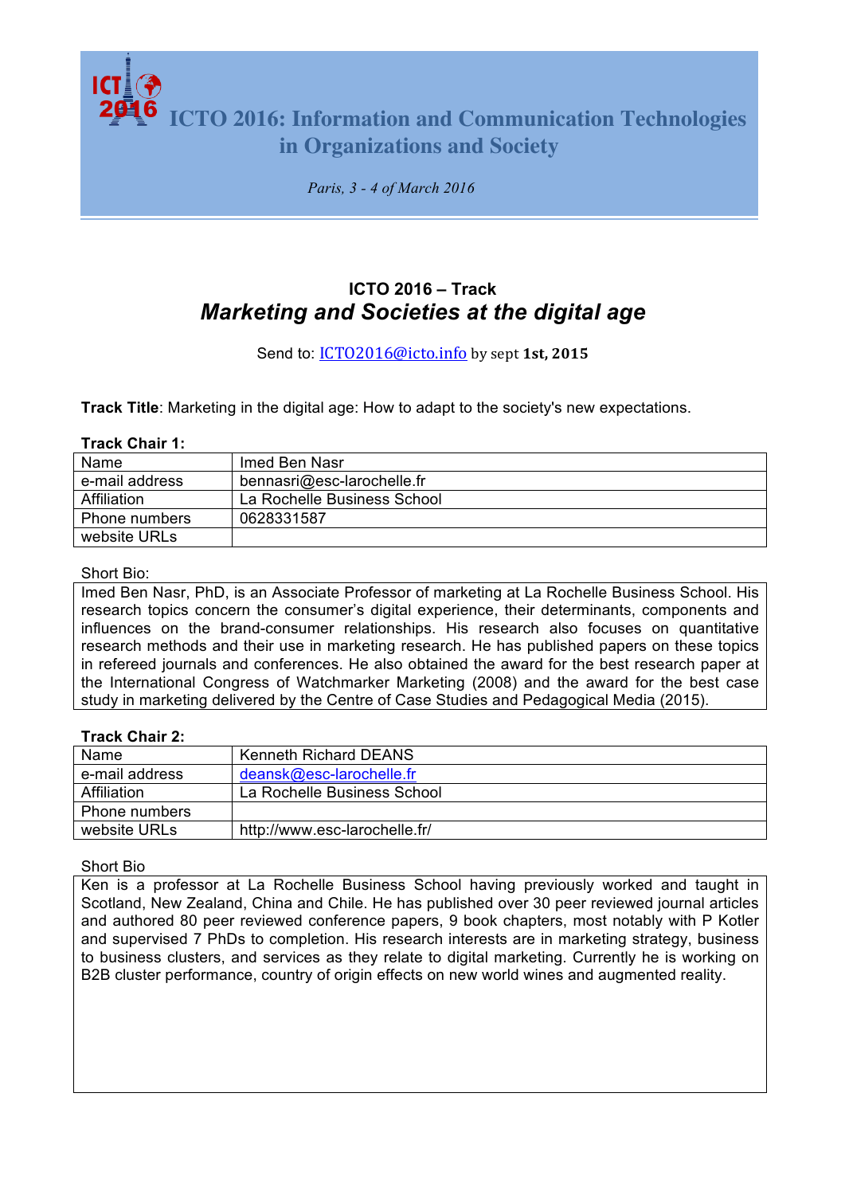# ICTO 2016: Information and Communication Technologies in Organizations and Society

*Paris, 3 - 4 of March 2016*

### ICTO 2016 – Track

## *Marketing and Societies at the digital age*

Send to: ICTO2016@icto.info by sept **1st, 2015**

**Track Title**: Marketing in the digital age: How to adapt to the society's new expectations.

**Track Chair 1:**

| | |
|---|---|
| Name | Imed Ben Nasr |
| e-mail address | bennasri@esc-larochelle.fr |
| Affiliation | La Rochelle Business School |
| Phone numbers | 0628331587 |
| website URLs | |

Short Bio:

Imed Ben Nasr, PhD, is an Associate Professor of marketing at La Rochelle Business School. His research topics concern the consumer's digital experience, their determinants, components and influences on the brand-consumer relationships. His research also focuses on quantitative research methods and their use in marketing research. He has published papers on these topics in refereed journals and conferences. He also obtained the award for the best research paper at the International Congress of Watchmarker Marketing (2008) and the award for the best case study in marketing delivered by the Centre of Case Studies and Pedagogical Media (2015).

**Track Chair 2:**

| | |
|---|---|
| Name | Kenneth Richard DEANS |
| e-mail address | deansk@esc-larochelle.fr |
| Affiliation | La Rochelle Business School |
| Phone numbers | |
| website URLs | http://www.esc-larochelle.fr/ |

Short Bio

Ken is a professor at La Rochelle Business School having previously worked and taught in Scotland, New Zealand, China and Chile. He has published over 30 peer reviewed journal articles and authored 80 peer reviewed conference papers, 9 book chapters, most notably with P Kotler and supervised 7 PhDs to completion. His research interests are in marketing strategy, business to business clusters, and services as they relate to digital marketing. Currently he is working on B2B cluster performance, country of origin effects on new world wines and augmented reality.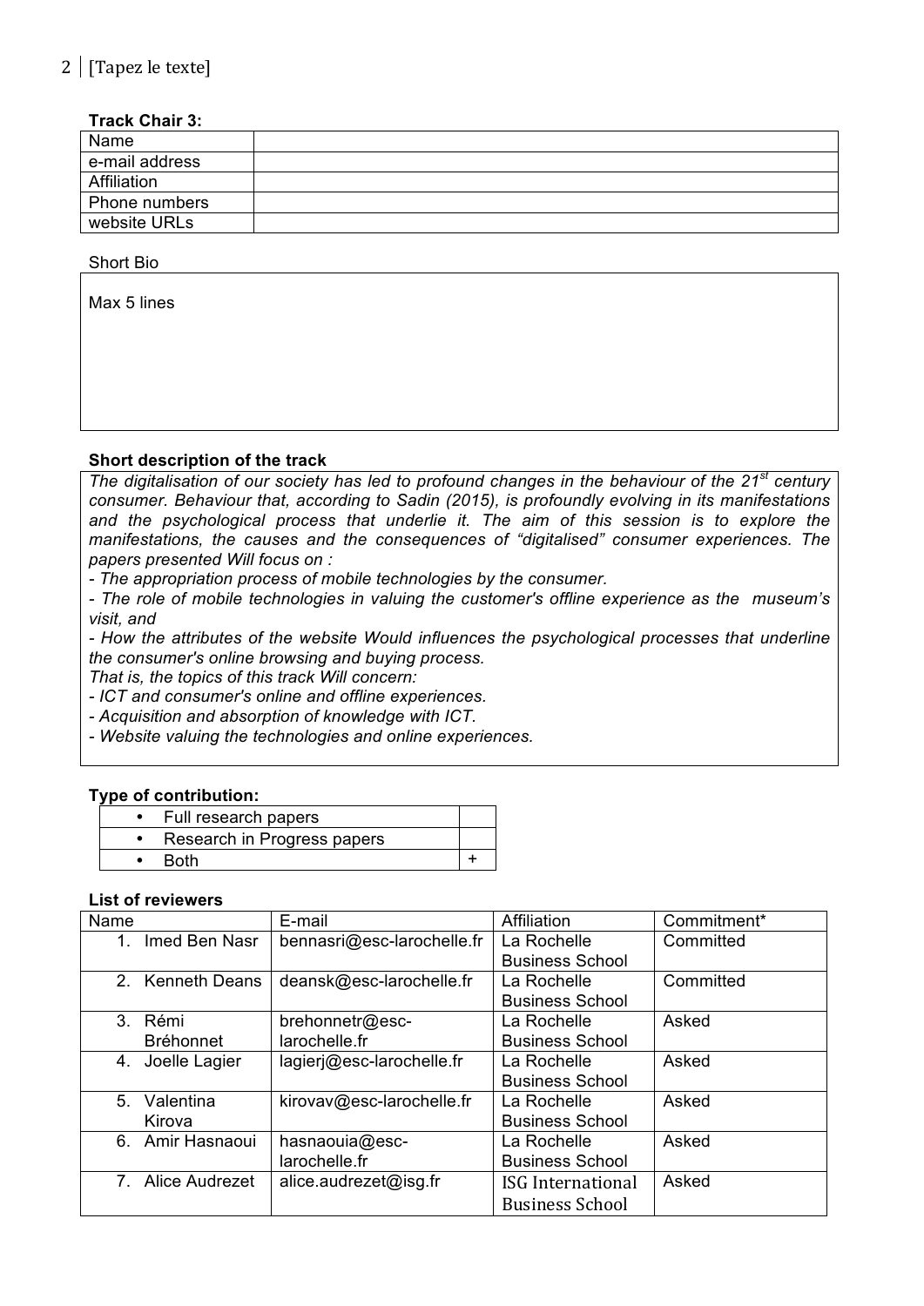**Track Chair 3:**

| Name | |
|---|---|
| e-mail address | |
| Affiliation | |
| Phone numbers | |
| website URLs | |

Short Bio

Max 5 lines

**Short description of the track**

*The digitalisation of our society has led to profound changes in the behaviour of the 21st century consumer. Behaviour that, according to Sadin (2015), is profoundly evolving in its manifestations and the psychological process that underlie it. The aim of this session is to explore the manifestations, the causes and the consequences of "digitalised" consumer experiences. The papers presented Will focus on :*

*- The appropriation process of mobile technologies by the consumer.*

*- The role of mobile technologies in valuing the customer's offline experience as the museum's visit, and*

*- How the attributes of the website Would influences the psychological processes that underline the consumer's online browsing and buying process.*

*That is, the topics of this track Will concern:*

*- ICT and consumer's online and offline experiences.*

*- Acquisition and absorption of knowledge with ICT.*

*- Website valuing the technologies and online experiences.*

**Type of contribution:**

| | |
|---|---|
| • Full research papers | |
| • Research in Progress papers | |
| • Both | + |

**List of reviewers**

| Name | E-mail | Affiliation | Commitment* |
|---|---|---|---|
| 1. Imed Ben Nasr | bennasri@esc-larochelle.fr | La Rochelle Business School | Committed |
| 2. Kenneth Deans | deansk@esc-larochelle.fr | La Rochelle Business School | Committed |
| 3. Rémi Bréhonnet | brehonnetr@esc-larochelle.fr | La Rochelle Business School | Asked |
| 4. Joelle Lagier | lagierj@esc-larochelle.fr | La Rochelle Business School | Asked |
| 5. Valentina Kirova | kirovav@esc-larochelle.fr | La Rochelle Business School | Asked |
| 6. Amir Hasnaoui | hasnaouia@esc-larochelle.fr | La Rochelle Business School | Asked |
| 7. Alice Audrezet | alice.audrezet@isg.fr | ISG International Business School | Asked |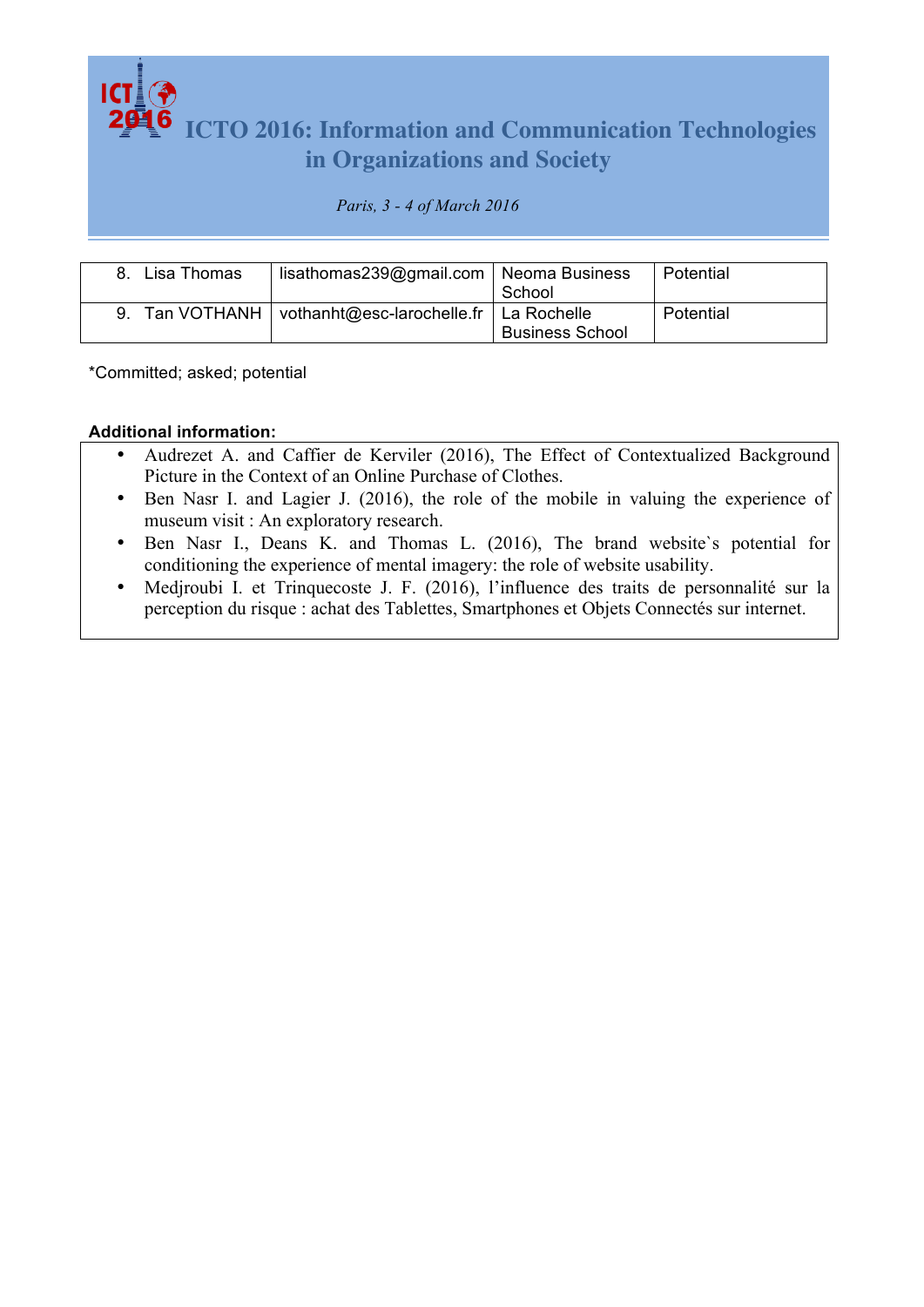# ICTO 2016: Information and Communication Technologies in Organizations and Society

*Paris, 3 - 4 of March 2016*

| | | | |
|---|---|---|---|
| 8. Lisa Thomas | lisathomas239@gmail.com | Neoma Business School | Potential |
| 9. Tan VOTHANH | vothanht@esc-larochelle.fr | La Rochelle Business School | Potential |

*Committed; asked; potential

**Additional information:**

- Audrezet A. and Caffier de Kerviler (2016), The Effect of Contextualized Background Picture in the Context of an Online Purchase of Clothes.
- Ben Nasr I. and Lagier J. (2016), the role of the mobile in valuing the experience of museum visit : An exploratory research.
- Ben Nasr I., Deans K. and Thomas L. (2016), The brand website`s potential for conditioning the experience of mental imagery: the role of website usability.
- Medjroubi I. et Trinquecoste J. F. (2016), l'influence des traits de personnalité sur la perception du risque : achat des Tablettes, Smartphones et Objets Connectés sur internet.